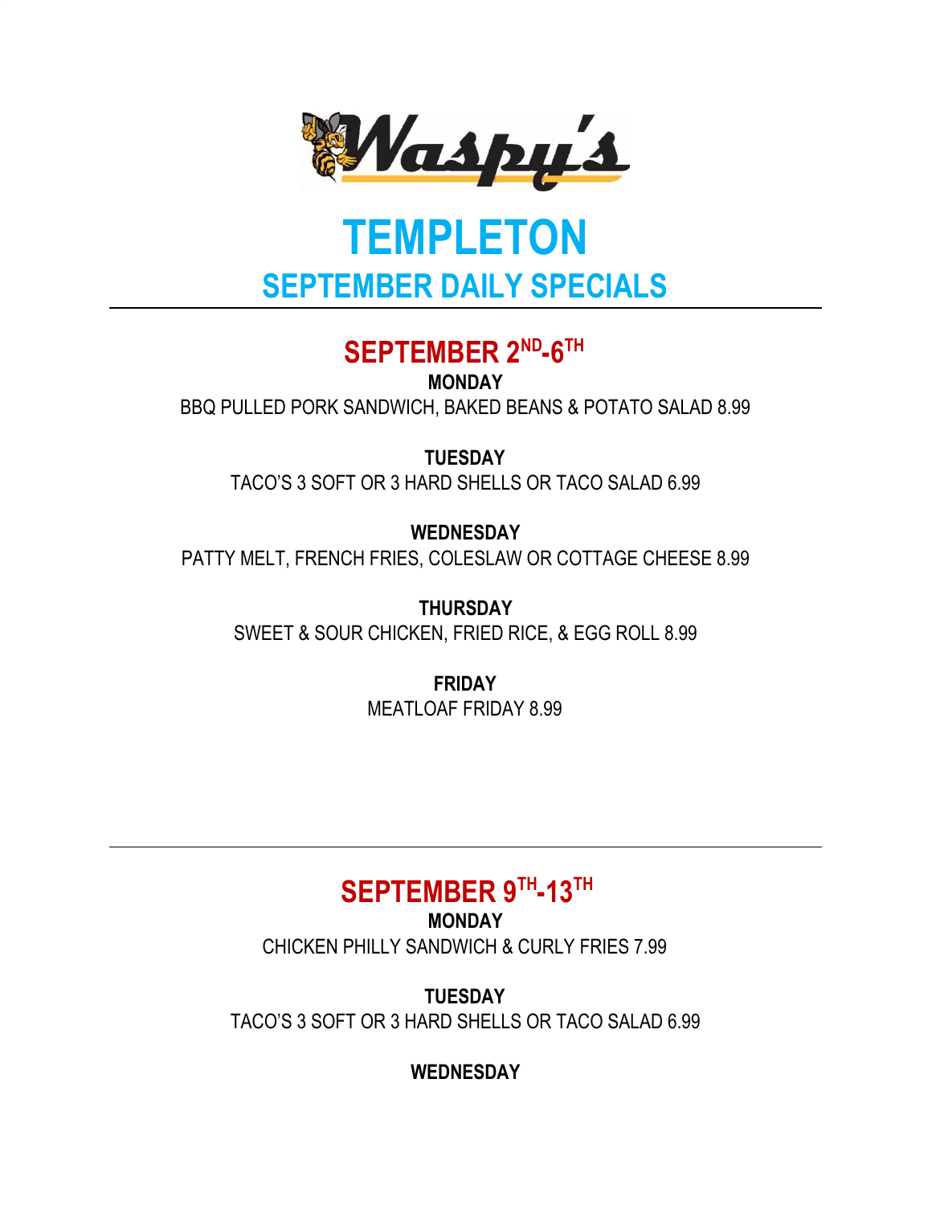Waspy's

# TEMPLETON

## SEPTEMBER DAILY SPECIALS

---

### SEPTEMBER 2ND-6TH

**MONDAY**

BBQ PULLED PORK SANDWICH, BAKED BEANS & POTATO SALAD 8.99

**TUESDAY**

TACO'S 3 SOFT OR 3 HARD SHELLS OR TACO SALAD 6.99

**WEDNESDAY**

PATTY MELT, FRENCH FRIES, COLESLAW OR COTTAGE CHEESE 8.99

**THURSDAY**

SWEET & SOUR CHICKEN, FRIED RICE, & EGG ROLL 8.99

**FRIDAY**

MEATLOAF FRIDAY 8.99

---

### SEPTEMBER 9TH-13TH

**MONDAY**

CHICKEN PHILLY SANDWICH & CURLY FRIES 7.99

**TUESDAY**

TACO'S 3 SOFT OR 3 HARD SHELLS OR TACO SALAD 6.99

**WEDNESDAY**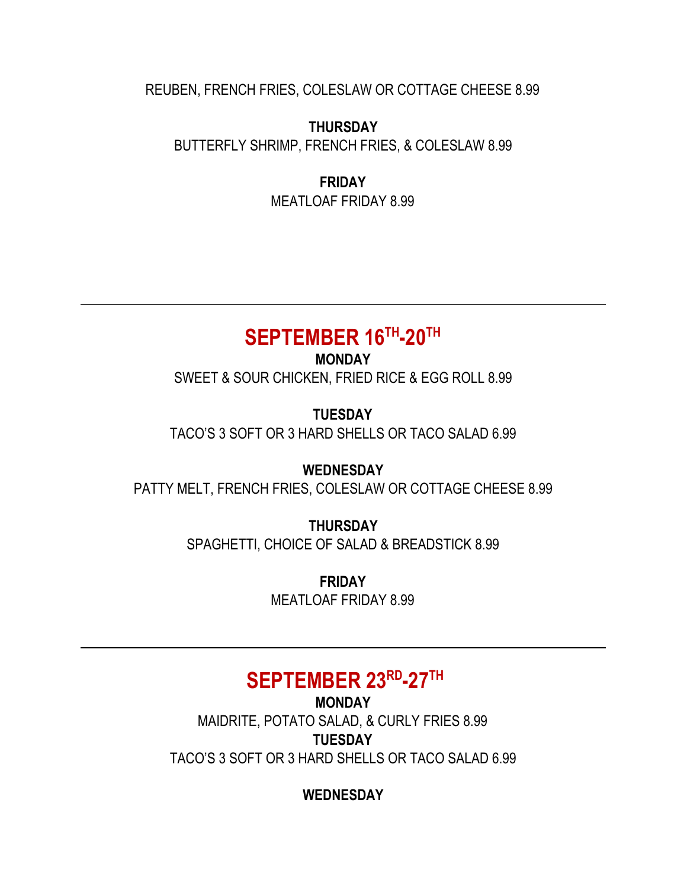REUBEN, FRENCH FRIES, COLESLAW OR COTTAGE CHEESE 8.99

**THURSDAY**
BUTTERFLY SHRIMP, FRENCH FRIES, & COLESLAW 8.99

**FRIDAY**
MEATLOAF FRIDAY 8.99

---

## SEPTEMBER 16TH-20TH

**MONDAY**
SWEET & SOUR CHICKEN, FRIED RICE & EGG ROLL 8.99

**TUESDAY**
TACO'S 3 SOFT OR 3 HARD SHELLS OR TACO SALAD 6.99

**WEDNESDAY**
PATTY MELT, FRENCH FRIES, COLESLAW OR COTTAGE CHEESE 8.99

**THURSDAY**
SPAGHETTI, CHOICE OF SALAD & BREADSTICK 8.99

**FRIDAY**
MEATLOAF FRIDAY 8.99

---

## SEPTEMBER 23RD-27TH

**MONDAY**
MAIDRITE, POTATO SALAD, & CURLY FRIES 8.99

**TUESDAY**
TACO'S 3 SOFT OR 3 HARD SHELLS OR TACO SALAD 6.99

**WEDNESDAY**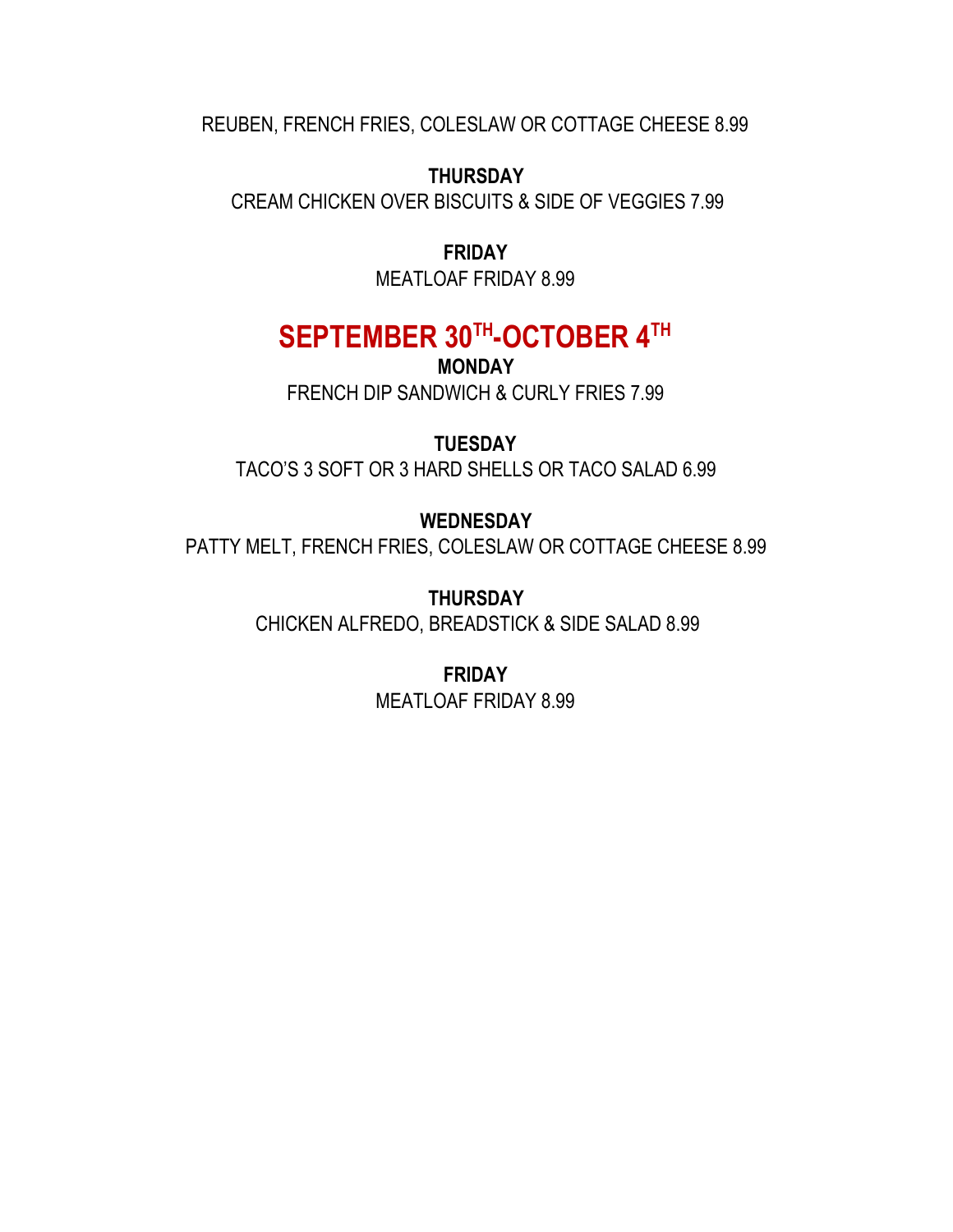REUBEN, FRENCH FRIES, COLESLAW OR COTTAGE CHEESE 8.99

**THURSDAY**

CREAM CHICKEN OVER BISCUITS & SIDE OF VEGGIES 7.99

**FRIDAY**

MEATLOAF FRIDAY 8.99

## SEPTEMBER 30TH-OCTOBER 4TH

**MONDAY**

FRENCH DIP SANDWICH & CURLY FRIES 7.99

**TUESDAY**

TACO'S 3 SOFT OR 3 HARD SHELLS OR TACO SALAD 6.99

**WEDNESDAY**

PATTY MELT, FRENCH FRIES, COLESLAW OR COTTAGE CHEESE 8.99

**THURSDAY**

CHICKEN ALFREDO, BREADSTICK & SIDE SALAD 8.99

**FRIDAY**

MEATLOAF FRIDAY 8.99